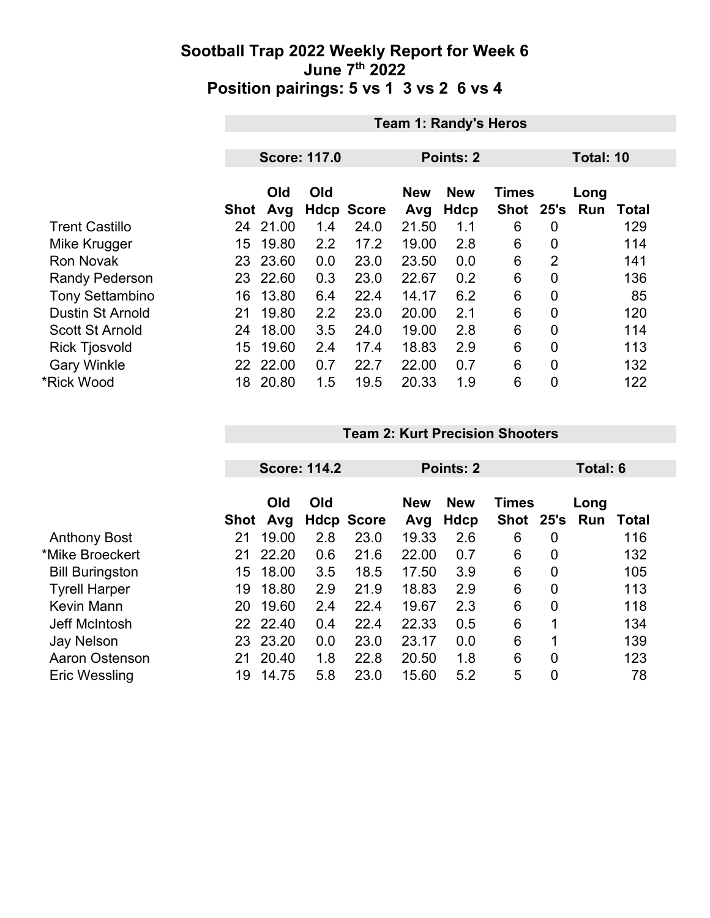# Sootball Trap 2022 Weekly Report for Week 6
## June 7th 2022
## Position pairings: 5 vs 1  3 vs 2  6 vs 4

### Team 1: Randy's Heros

**Score: 117.0** | **Points: 2** | **Total: 10**

| | Shot | Old Avg | Old Hdcp | Score | New Avg | New Hdcp | Times Shot | 25's | Long Run | Total |
|---|---|---|---|---|---|---|---|---|---|---|
| Trent Castillo | 24 | 21.00 | 1.4 | 24.0 | 21.50 | 1.1 | 6 | 0 | | 129 |
| Mike Krugger | 15 | 19.80 | 2.2 | 17.2 | 19.00 | 2.8 | 6 | 0 | | 114 |
| Ron Novak | 23 | 23.60 | 0.0 | 23.0 | 23.50 | 0.0 | 6 | 2 | | 141 |
| Randy Pederson | 23 | 22.60 | 0.3 | 23.0 | 22.67 | 0.2 | 6 | 0 | | 136 |
| Tony Settambino | 16 | 13.80 | 6.4 | 22.4 | 14.17 | 6.2 | 6 | 0 | | 85 |
| Dustin St Arnold | 21 | 19.80 | 2.2 | 23.0 | 20.00 | 2.1 | 6 | 0 | | 120 |
| Scott St Arnold | 24 | 18.00 | 3.5 | 24.0 | 19.00 | 2.8 | 6 | 0 | | 114 |
| Rick Tjosvold | 15 | 19.60 | 2.4 | 17.4 | 18.83 | 2.9 | 6 | 0 | | 113 |
| Gary Winkle | 22 | 22.00 | 0.7 | 22.7 | 22.00 | 0.7 | 6 | 0 | | 132 |
| *Rick Wood | 18 | 20.80 | 1.5 | 19.5 | 20.33 | 1.9 | 6 | 0 | | 122 |

### Team 2: Kurt Precision Shooters

**Score: 114.2** | **Points: 2** | **Total: 6**

| | Shot | Old Avg | Old Hdcp | Score | New Avg | New Hdcp | Times Shot | 25's | Long Run | Total |
|---|---|---|---|---|---|---|---|---|---|---|
| Anthony Bost | 21 | 19.00 | 2.8 | 23.0 | 19.33 | 2.6 | 6 | 0 | | 116 |
| *Mike Broeckert | 21 | 22.20 | 0.6 | 21.6 | 22.00 | 0.7 | 6 | 0 | | 132 |
| Bill Buringston | 15 | 18.00 | 3.5 | 18.5 | 17.50 | 3.9 | 6 | 0 | | 105 |
| Tyrell Harper | 19 | 18.80 | 2.9 | 21.9 | 18.83 | 2.9 | 6 | 0 | | 113 |
| Kevin Mann | 20 | 19.60 | 2.4 | 22.4 | 19.67 | 2.3 | 6 | 0 | | 118 |
| Jeff McIntosh | 22 | 22.40 | 0.4 | 22.4 | 22.33 | 0.5 | 6 | 1 | | 134 |
| Jay Nelson | 23 | 23.20 | 0.0 | 23.0 | 23.17 | 0.0 | 6 | 1 | | 139 |
| Aaron Ostenson | 21 | 20.40 | 1.8 | 22.8 | 20.50 | 1.8 | 6 | 0 | | 123 |
| Eric Wessling | 19 | 14.75 | 5.8 | 23.0 | 15.60 | 5.2 | 5 | 0 | | 78 |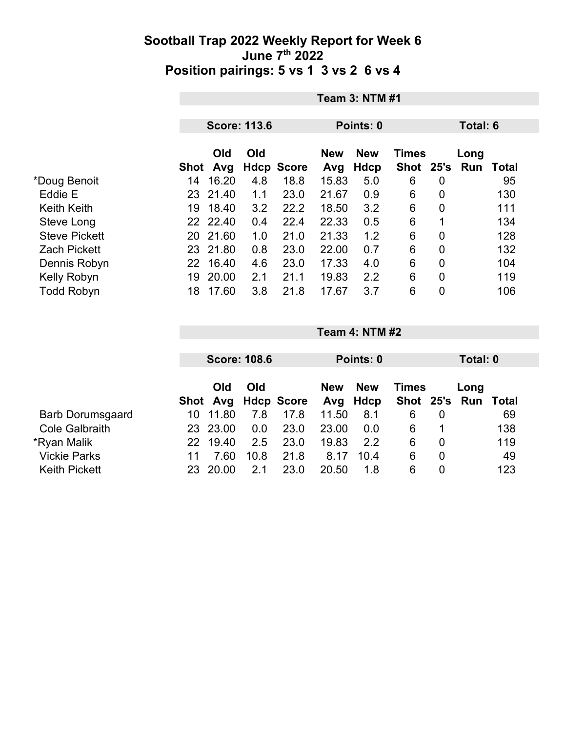# Sootball Trap 2022 Weekly Report for Week 6
## June 7th 2022
## Position pairings: 5 vs 1  3 vs 2  6 vs 4

**Team 3: NTM #1**

**Score: 113.6** | **Points: 0** | **Total: 6**

| | Shot | Old Avg | Old Hdcp | Score | New Avg | New Hdcp | Times Shot | 25's | Long Run | Total |
|---|---|---|---|---|---|---|---|---|---|---|
| *Doug Benoit | 14 | 16.20 | 4.8 | 18.8 | 15.83 | 5.0 | 6 | 0 | | 95 |
| Eddie E | 23 | 21.40 | 1.1 | 23.0 | 21.67 | 0.9 | 6 | 0 | | 130 |
| Keith Keith | 19 | 18.40 | 3.2 | 22.2 | 18.50 | 3.2 | 6 | 0 | | 111 |
| Steve Long | 22 | 22.40 | 0.4 | 22.4 | 22.33 | 0.5 | 6 | 1 | | 134 |
| Steve Pickett | 20 | 21.60 | 1.0 | 21.0 | 21.33 | 1.2 | 6 | 0 | | 128 |
| Zach Pickett | 23 | 21.80 | 0.8 | 23.0 | 22.00 | 0.7 | 6 | 0 | | 132 |
| Dennis Robyn | 22 | 16.40 | 4.6 | 23.0 | 17.33 | 4.0 | 6 | 0 | | 104 |
| Kelly Robyn | 19 | 20.00 | 2.1 | 21.1 | 19.83 | 2.2 | 6 | 0 | | 119 |
| Todd Robyn | 18 | 17.60 | 3.8 | 21.8 | 17.67 | 3.7 | 6 | 0 | | 106 |

**Team 4: NTM #2**

**Score: 108.6** | **Points: 0** | **Total: 0**

| | Shot | Old Avg | Old Hdcp | Score | New Avg | New Hdcp | Times Shot | 25's | Long Run | Total |
|---|---|---|---|---|---|---|---|---|---|---|
| Barb Dorumsgaard | 10 | 11.80 | 7.8 | 17.8 | 11.50 | 8.1 | 6 | 0 | | 69 |
| Cole Galbraith | 23 | 23.00 | 0.0 | 23.0 | 23.00 | 0.0 | 6 | 1 | | 138 |
| *Ryan Malik | 22 | 19.40 | 2.5 | 23.0 | 19.83 | 2.2 | 6 | 0 | | 119 |
| Vickie Parks | 11 | 7.60 | 10.8 | 21.8 | 8.17 | 10.4 | 6 | 0 | | 49 |
| Keith Pickett | 23 | 20.00 | 2.1 | 23.0 | 20.50 | 1.8 | 6 | 0 | | 123 |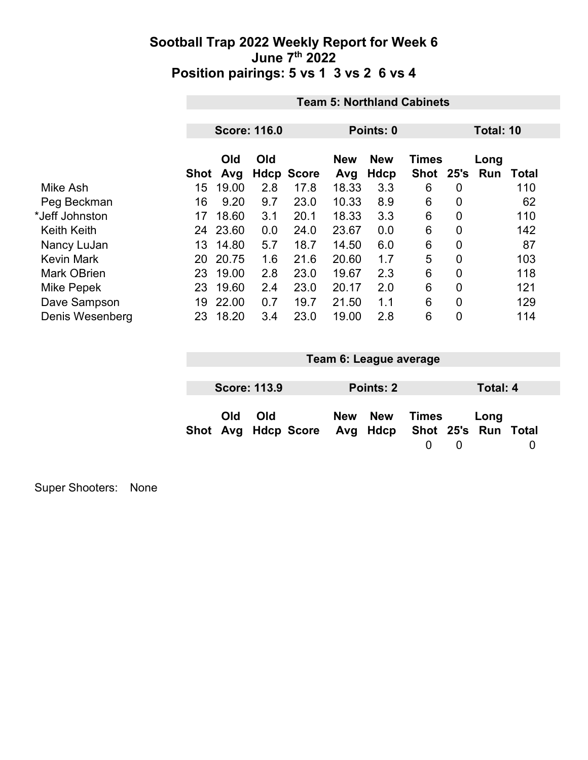# Sootball Trap 2022 Weekly Report for Week 6

## June 7th 2022

## Position pairings: 5 vs 1  3 vs 2  6 vs 4

### Team 5: Northland Cabinets

**Score: 116.0** | **Points: 0** | **Total: 10**

| | Shot | Old Avg | Old Hdcp | Score | New Avg | New Hdcp | Times Shot | 25's | Long Run | Total |
|---|---|---|---|---|---|---|---|---|---|---|
| Mike Ash | 15 | 19.00 | 2.8 | 17.8 | 18.33 | 3.3 | 6 | 0 | | 110 |
| Peg Beckman | 16 | 9.20 | 9.7 | 23.0 | 10.33 | 8.9 | 6 | 0 | | 62 |
| *Jeff Johnston | 17 | 18.60 | 3.1 | 20.1 | 18.33 | 3.3 | 6 | 0 | | 110 |
| Keith Keith | 24 | 23.60 | 0.0 | 24.0 | 23.67 | 0.0 | 6 | 0 | | 142 |
| Nancy LuJan | 13 | 14.80 | 5.7 | 18.7 | 14.50 | 6.0 | 6 | 0 | | 87 |
| Kevin Mark | 20 | 20.75 | 1.6 | 21.6 | 20.60 | 1.7 | 5 | 0 | | 103 |
| Mark OBrien | 23 | 19.00 | 2.8 | 23.0 | 19.67 | 2.3 | 6 | 0 | | 118 |
| Mike Pepek | 23 | 19.60 | 2.4 | 23.0 | 20.17 | 2.0 | 6 | 0 | | 121 |
| Dave Sampson | 19 | 22.00 | 0.7 | 19.7 | 21.50 | 1.1 | 6 | 0 | | 129 |
| Denis Wesenberg | 23 | 18.20 | 3.4 | 23.0 | 19.00 | 2.8 | 6 | 0 | | 114 |

### Team 6: League average

**Score: 113.9** | **Points: 2** | **Total: 4**

| | Shot | Old Avg | Old Hdcp | Score | New Avg | New Hdcp | Times Shot | 25's | Long Run | Total |
|---|---|---|---|---|---|---|---|---|---|---|
| | | | | | | | 0 | 0 | | 0 |

Super Shooters: None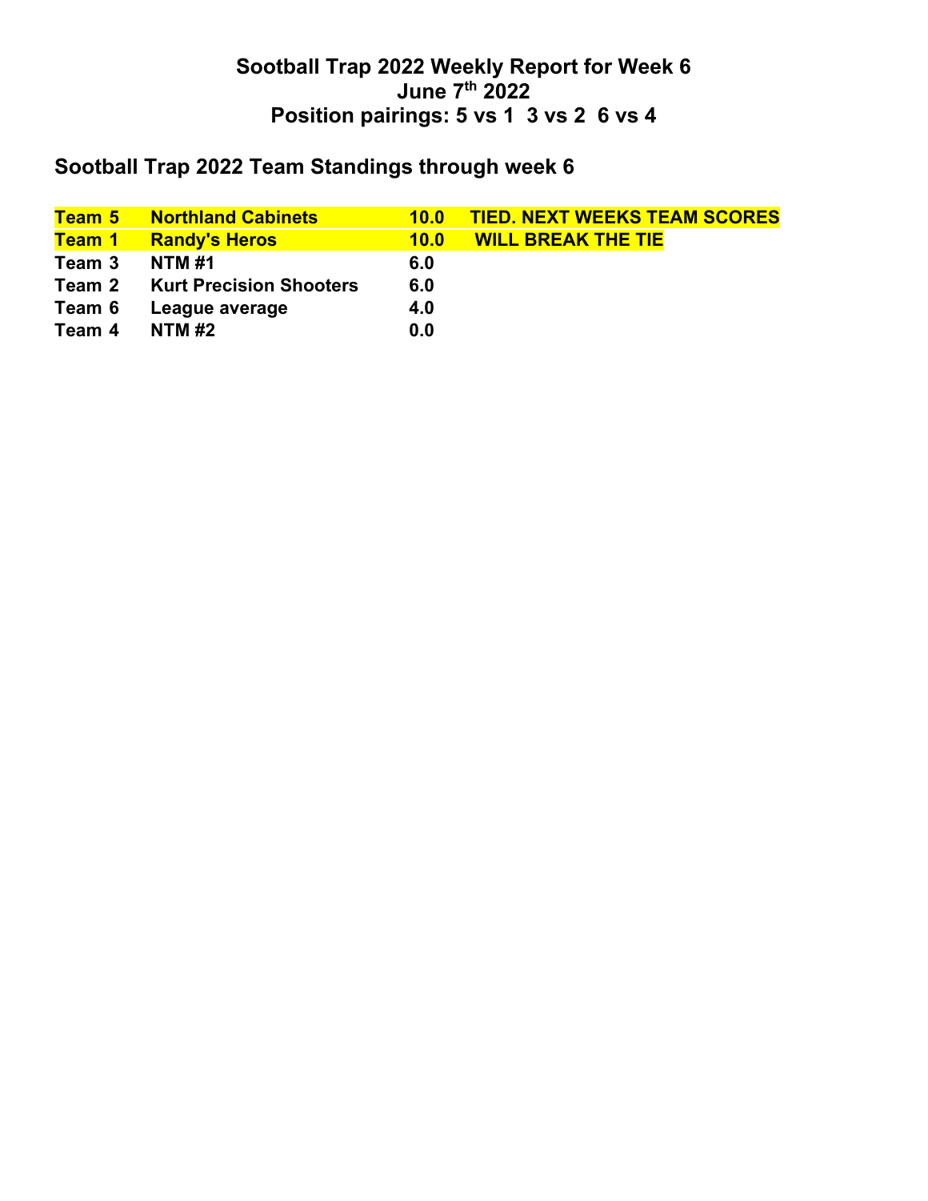# Sootball Trap 2022 Weekly Report for Week 6
## June 7th 2022
## Position pairings: 5 vs 1 3 vs 2 6 vs 4

## Sootball Trap 2022 Team Standings through week 6

| | | | |
|---|---|---|---|
| **Team 5** | **Northland Cabinets** | **10.0** | **TIED. NEXT WEEKS TEAM SCORES** |
| **Team 1** | **Randy's Heros** | **10.0** | **WILL BREAK THE TIE** |
| **Team 3** | **NTM #1** | **6.0** | |
| **Team 2** | **Kurt Precision Shooters** | **6.0** | |
| **Team 6** | **League average** | **4.0** | |
| **Team 4** | **NTM #2** | **0.0** | |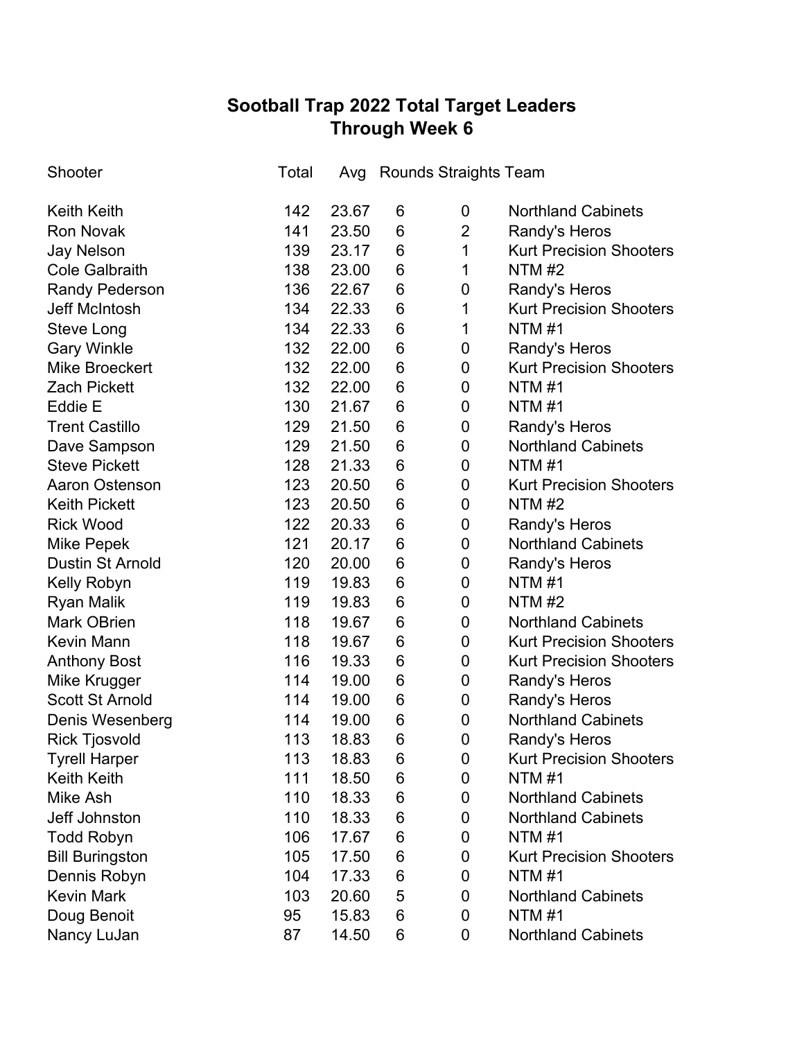# Sootball Trap 2022 Total Target Leaders
## Through Week 6

| Shooter | Total | Avg | Rounds | Straights | Team |
|---|---|---|---|---|---|
| Keith Keith | 142 | 23.67 | 6 | 0 | Northland Cabinets |
| Ron Novak | 141 | 23.50 | 6 | 2 | Randy's Heros |
| Jay Nelson | 139 | 23.17 | 6 | 1 | Kurt Precision Shooters |
| Cole Galbraith | 138 | 23.00 | 6 | 1 | NTM #2 |
| Randy Pederson | 136 | 22.67 | 6 | 0 | Randy's Heros |
| Jeff McIntosh | 134 | 22.33 | 6 | 1 | Kurt Precision Shooters |
| Steve Long | 134 | 22.33 | 6 | 1 | NTM #1 |
| Gary Winkle | 132 | 22.00 | 6 | 0 | Randy's Heros |
| Mike Broeckert | 132 | 22.00 | 6 | 0 | Kurt Precision Shooters |
| Zach Pickett | 132 | 22.00 | 6 | 0 | NTM #1 |
| Eddie E | 130 | 21.67 | 6 | 0 | NTM #1 |
| Trent Castillo | 129 | 21.50 | 6 | 0 | Randy's Heros |
| Dave Sampson | 129 | 21.50 | 6 | 0 | Northland Cabinets |
| Steve Pickett | 128 | 21.33 | 6 | 0 | NTM #1 |
| Aaron Ostenson | 123 | 20.50 | 6 | 0 | Kurt Precision Shooters |
| Keith Pickett | 123 | 20.50 | 6 | 0 | NTM #2 |
| Rick Wood | 122 | 20.33 | 6 | 0 | Randy's Heros |
| Mike Pepek | 121 | 20.17 | 6 | 0 | Northland Cabinets |
| Dustin St Arnold | 120 | 20.00 | 6 | 0 | Randy's Heros |
| Kelly Robyn | 119 | 19.83 | 6 | 0 | NTM #1 |
| Ryan Malik | 119 | 19.83 | 6 | 0 | NTM #2 |
| Mark OBrien | 118 | 19.67 | 6 | 0 | Northland Cabinets |
| Kevin Mann | 118 | 19.67 | 6 | 0 | Kurt Precision Shooters |
| Anthony Bost | 116 | 19.33 | 6 | 0 | Kurt Precision Shooters |
| Mike Krugger | 114 | 19.00 | 6 | 0 | Randy's Heros |
| Scott St Arnold | 114 | 19.00 | 6 | 0 | Randy's Heros |
| Denis Wesenberg | 114 | 19.00 | 6 | 0 | Northland Cabinets |
| Rick Tjosvold | 113 | 18.83 | 6 | 0 | Randy's Heros |
| Tyrell Harper | 113 | 18.83 | 6 | 0 | Kurt Precision Shooters |
| Keith Keith | 111 | 18.50 | 6 | 0 | NTM #1 |
| Mike Ash | 110 | 18.33 | 6 | 0 | Northland Cabinets |
| Jeff Johnston | 110 | 18.33 | 6 | 0 | Northland Cabinets |
| Todd Robyn | 106 | 17.67 | 6 | 0 | NTM #1 |
| Bill Buringston | 105 | 17.50 | 6 | 0 | Kurt Precision Shooters |
| Dennis Robyn | 104 | 17.33 | 6 | 0 | NTM #1 |
| Kevin Mark | 103 | 20.60 | 5 | 0 | Northland Cabinets |
| Doug Benoit | 95 | 15.83 | 6 | 0 | NTM #1 |
| Nancy LuJan | 87 | 14.50 | 6 | 0 | Northland Cabinets |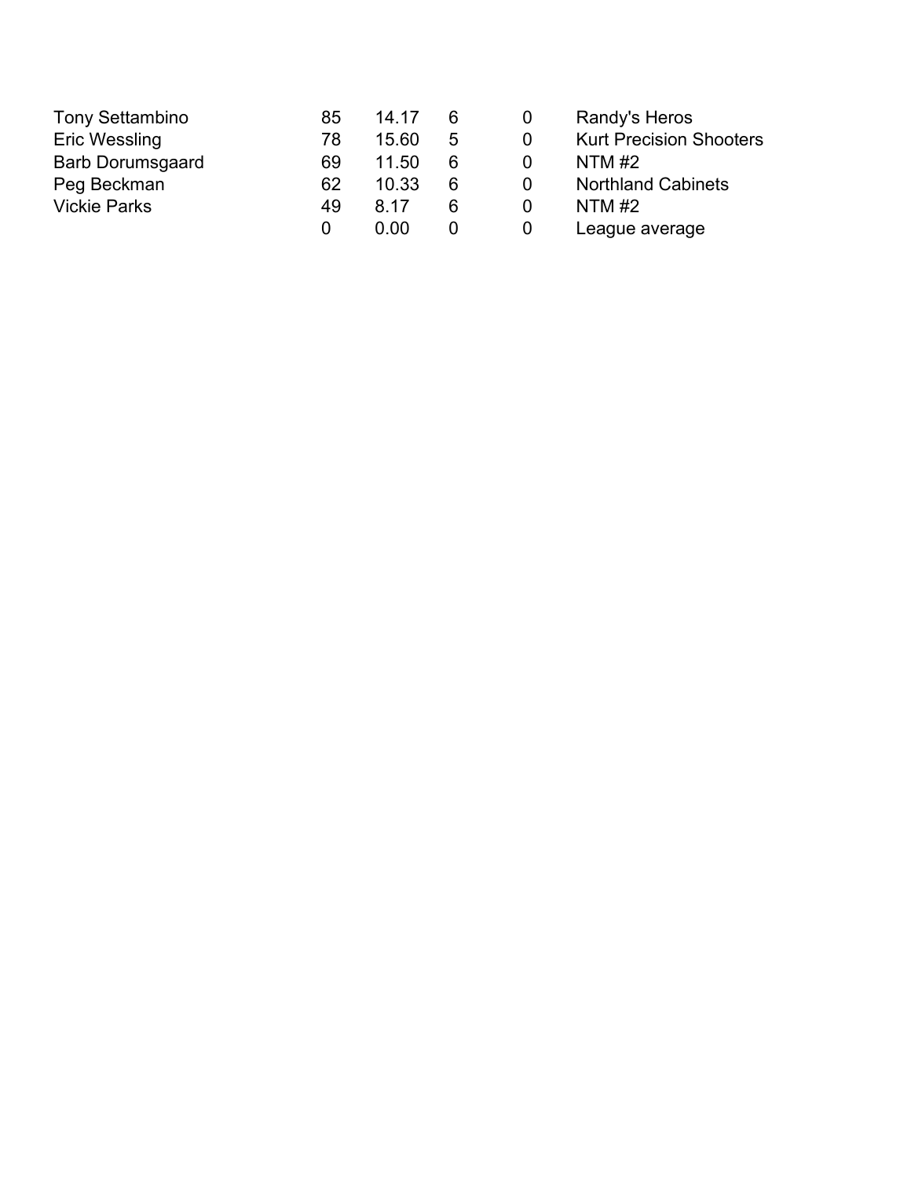| | | | | | |
|---|---|---|---|---|---|
| Tony Settambino | 85 | 14.17 | 6 | 0 | Randy's Heros |
| Eric Wessling | 78 | 15.60 | 5 | 0 | Kurt Precision Shooters |
| Barb Dorumsgaard | 69 | 11.50 | 6 | 0 | NTM #2 |
| Peg Beckman | 62 | 10.33 | 6 | 0 | Northland Cabinets |
| Vickie Parks | 49 | 8.17 | 6 | 0 | NTM #2 |
| | 0 | 0.00 | 0 | 0 | League average |